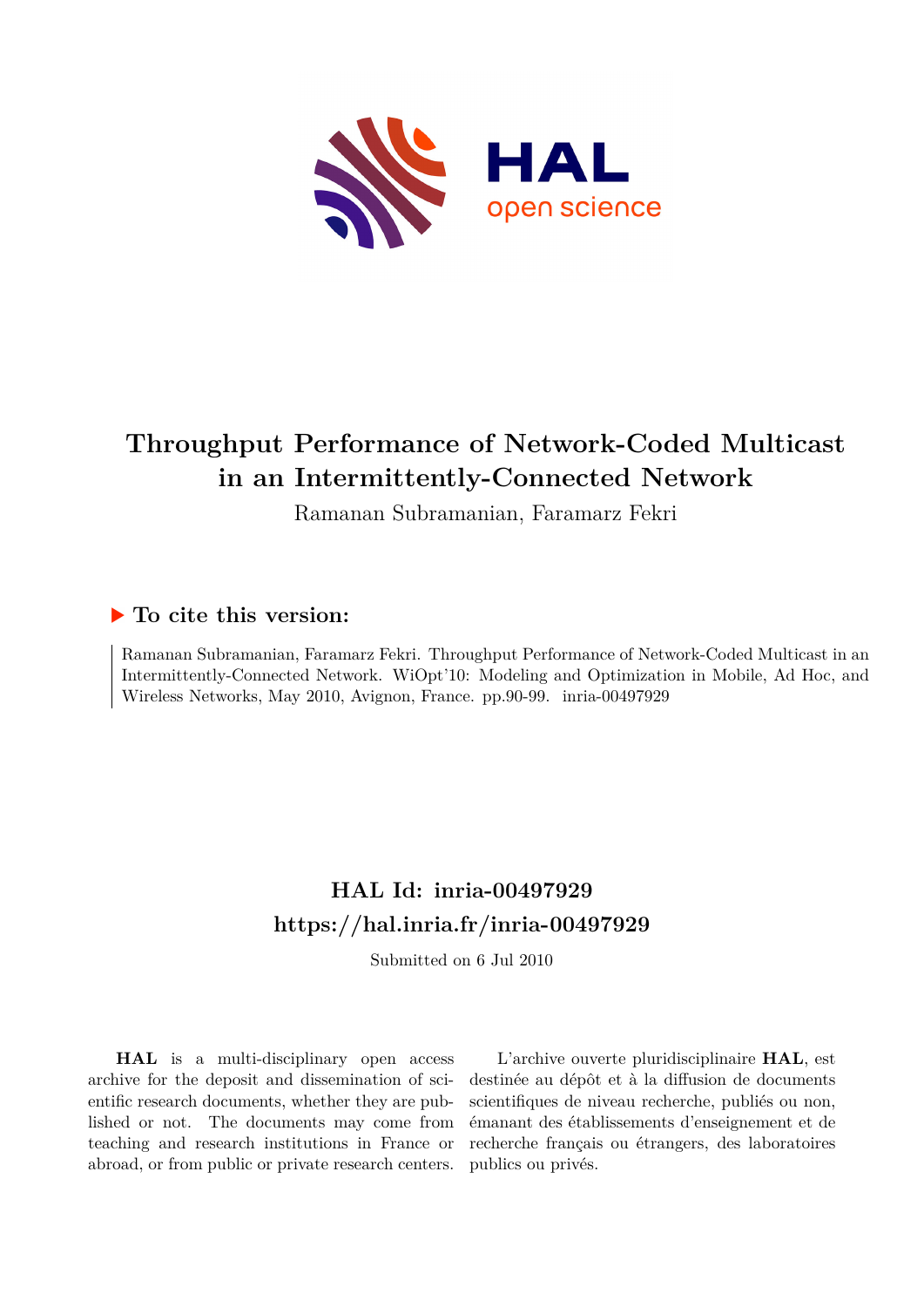# Throughput Performance of Network-Coded Multicast in an Intermittently-Connected Network

Ramanan Subramanian, Faramarz Fekri

## ▶ To cite this version:

Ramanan Subramanian, Faramarz Fekri. Throughput Performance of Network-Coded Multicast in an Intermittently-Connected Network. WiOpt'10: Modeling and Optimization in Mobile, Ad Hoc, and Wireless Networks, May 2010, Avignon, France. pp.90-99. inria-00497929

## HAL Id: inria-00497929

## https://hal.inria.fr/inria-00497929

Submitted on 6 Jul 2010

**HAL** is a multi-disciplinary open access archive for the deposit and dissemination of scientific research documents, whether they are published or not. The documents may come from teaching and research institutions in France or abroad, or from public or private research centers.

L'archive ouverte pluridisciplinaire **HAL**, est destinée au dépôt et à la diffusion de documents scientifiques de niveau recherche, publiés ou non, émanant des établissements d'enseignement et de recherche français ou étrangers, des laboratoires publics ou privés.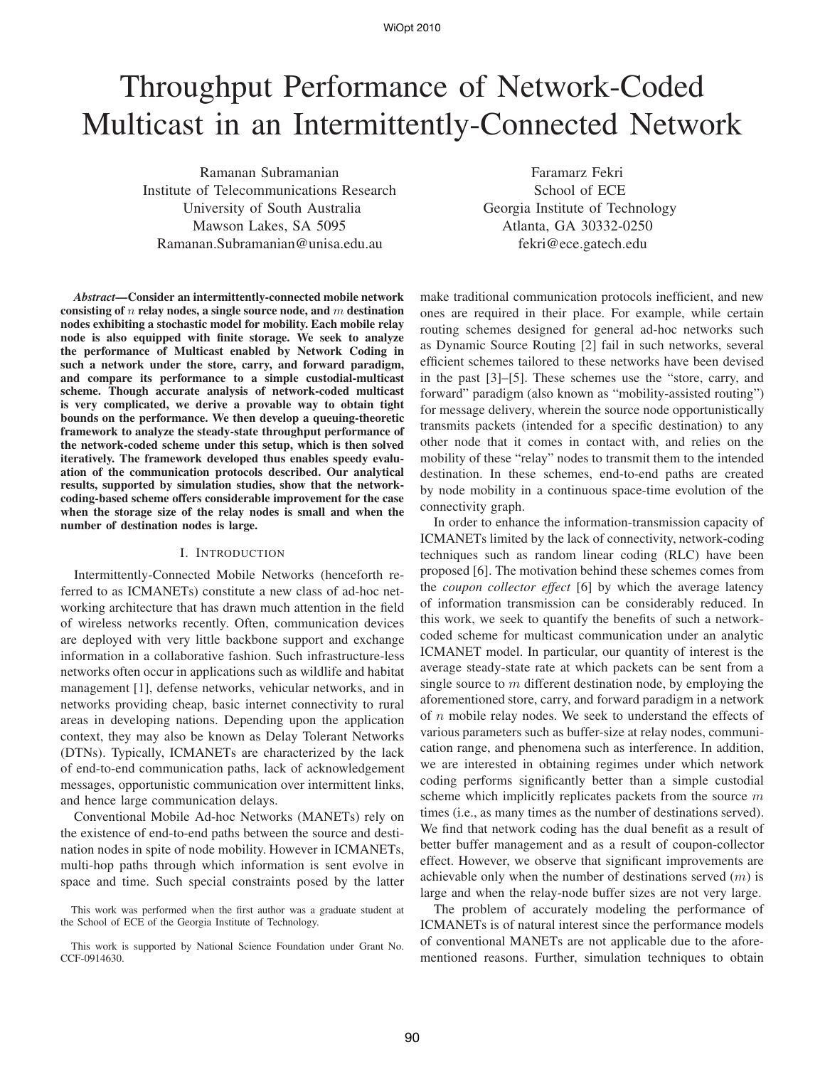# Throughput Performance of Network-Coded Multicast in an Intermittently-Connected Network

Ramanan Subramanian
Institute of Telecommunications Research
University of South Australia
Mawson Lakes, SA 5095
Ramanan.Subramanian@unisa.edu.au

Faramarz Fekri
School of ECE
Georgia Institute of Technology
Atlanta, GA 30332-0250
fekri@ece.gatech.edu

***Abstract*—Consider an intermittently-connected mobile network consisting of $n$ relay nodes, a single source node, and $m$ destination nodes exhibiting a stochastic model for mobility. Each mobile relay node is also equipped with finite storage. We seek to analyze the performance of Multicast enabled by Network Coding in such a network under the store, carry, and forward paradigm, and compare its performance to a simple custodial-multicast scheme. Though accurate analysis of network-coded multicast is very complicated, we derive a provable way to obtain tight bounds on the performance. We then develop a queuing-theoretic framework to analyze the steady-state throughput performance of the network-coded scheme under this setup, which is then solved iteratively. The framework developed thus enables speedy evaluation of the communication protocols described. Our analytical results, supported by simulation studies, show that the network-coding-based scheme offers considerable improvement for the case when the storage size of the relay nodes is small and when the number of destination nodes is large.**

## I. Introduction

Intermittently-Connected Mobile Networks (henceforth referred to as ICMANETs) constitute a new class of ad-hoc networking architecture that has drawn much attention in the field of wireless networks recently. Often, communication devices are deployed with very little backbone support and exchange information in a collaborative fashion. Such infrastructure-less networks often occur in applications such as wildlife and habitat management [1], defense networks, vehicular networks, and in networks providing cheap, basic internet connectivity to rural areas in developing nations. Depending upon the application context, they may also be known as Delay Tolerant Networks (DTNs). Typically, ICMANETs are characterized by the lack of end-to-end communication paths, lack of acknowledgement messages, opportunistic communication over intermittent links, and hence large communication delays.

Conventional Mobile Ad-hoc Networks (MANETs) rely on the existence of end-to-end paths between the source and destination nodes in spite of node mobility. However in ICMANETs, multi-hop paths through which information is sent evolve in space and time. Such special constraints posed by the latter make traditional communication protocols inefficient, and new ones are required in their place. For example, while certain routing schemes designed for general ad-hoc networks such as Dynamic Source Routing [2] fail in such networks, several efficient schemes tailored to these networks have been devised in the past [3]–[5]. These schemes use the "store, carry, and forward" paradigm (also known as "mobility-assisted routing") for message delivery, wherein the source node opportunistically transmits packets (intended for a specific destination) to any other node that it comes in contact with, and relies on the mobility of these "relay" nodes to transmit them to the intended destination. In these schemes, end-to-end paths are created by node mobility in a continuous space-time evolution of the connectivity graph.

In order to enhance the information-transmission capacity of ICMANETs limited by the lack of connectivity, network-coding techniques such as random linear coding (RLC) have been proposed [6]. The motivation behind these schemes comes from the *coupon collector effect* [6] by which the average latency of information transmission can be considerably reduced. In this work, we seek to quantify the benefits of such a network-coded scheme for multicast communication under an analytic ICMANET model. In particular, our quantity of interest is the average steady-state rate at which packets can be sent from a single source to $m$ different destination node, by employing the aforementioned store, carry, and forward paradigm in a network of $n$ mobile relay nodes. We seek to understand the effects of various parameters such as buffer-size at relay nodes, communication range, and phenomena such as interference. In addition, we are interested in obtaining regimes under which network coding performs significantly better than a simple custodial scheme which implicitly replicates packets from the source $m$ times (i.e., as many times as the number of destinations served). We find that network coding has the dual benefit as a result of better buffer management and as a result of coupon-collector effect. However, we observe that significant improvements are achievable only when the number of destinations served ($m$) is large and when the relay-node buffer sizes are not very large.

The problem of accurately modeling the performance of ICMANETs is of natural interest since the performance models of conventional MANETs are not applicable due to the aforementioned reasons. Further, simulation techniques to obtain

This work was performed when the first author was a graduate student at the School of ECE of the Georgia Institute of Technology.

This work is supported by National Science Foundation under Grant No. CCF-0914630.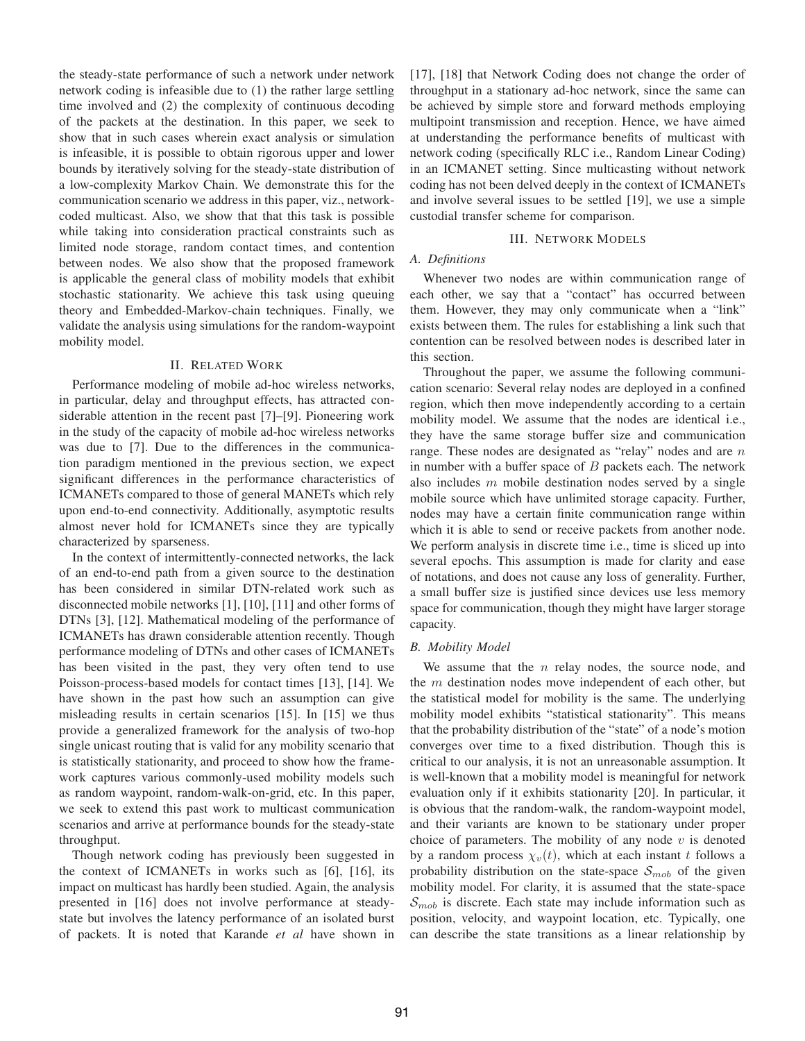the steady-state performance of such a network under network network coding is infeasible due to (1) the rather large settling time involved and (2) the complexity of continuous decoding of the packets at the destination. In this paper, we seek to show that in such cases wherein exact analysis or simulation is infeasible, it is possible to obtain rigorous upper and lower bounds by iteratively solving for the steady-state distribution of a low-complexity Markov Chain. We demonstrate this for the communication scenario we address in this paper, viz., network-coded multicast. Also, we show that that this task is possible while taking into consideration practical constraints such as limited node storage, random contact times, and contention between nodes. We also show that the proposed framework is applicable the general class of mobility models that exhibit stochastic stationarity. We achieve this task using queuing theory and Embedded-Markov-chain techniques. Finally, we validate the analysis using simulations for the random-waypoint mobility model.

## II. Related Work

Performance modeling of mobile ad-hoc wireless networks, in particular, delay and throughput effects, has attracted considerable attention in the recent past [7]–[9]. Pioneering work in the study of the capacity of mobile ad-hoc wireless networks was due to [7]. Due to the differences in the communication paradigm mentioned in the previous section, we expect significant differences in the performance characteristics of ICMANETs compared to those of general MANETs which rely upon end-to-end connectivity. Additionally, asymptotic results almost never hold for ICMANETs since they are typically characterized by sparseness.

In the context of intermittently-connected networks, the lack of an end-to-end path from a given source to the destination has been considered in similar DTN-related work such as disconnected mobile networks [1], [10], [11] and other forms of DTNs [3], [12]. Mathematical modeling of the performance of ICMANETs has drawn considerable attention recently. Though performance modeling of DTNs and other cases of ICMANETs has been visited in the past, they very often tend to use Poisson-process-based models for contact times [13], [14]. We have shown in the past how such an assumption can give misleading results in certain scenarios [15]. In [15] we thus provide a generalized framework for the analysis of two-hop single unicast routing that is valid for any mobility scenario that is statistically stationarity, and proceed to show how the framework captures various commonly-used mobility models such as random waypoint, random-walk-on-grid, etc. In this paper, we seek to extend this past work to multicast communication scenarios and arrive at performance bounds for the steady-state throughput.

Though network coding has previously been suggested in the context of ICMANETs in works such as [6], [16], its impact on multicast has hardly been studied. Again, the analysis presented in [16] does not involve performance at steady-state but involves the latency performance of an isolated burst of packets. It is noted that Karande *et al* have shown in [17], [18] that Network Coding does not change the order of throughput in a stationary ad-hoc network, since the same can be achieved by simple store and forward methods employing multipoint transmission and reception. Hence, we have aimed at understanding the performance benefits of multicast with network coding (specifically RLC i.e., Random Linear Coding) in an ICMANET setting. Since multicasting without network coding has not been delved deeply in the context of ICMANETs and involve several issues to be settled [19], we use a simple custodial transfer scheme for comparison.

## III. Network Models

### A. Definitions

Whenever two nodes are within communication range of each other, we say that a "contact" has occurred between them. However, they may only communicate when a "link" exists between them. The rules for establishing a link such that contention can be resolved between nodes is described later in this section.

Throughout the paper, we assume the following communication scenario: Several relay nodes are deployed in a confined region, which then move independently according to a certain mobility model. We assume that the nodes are identical i.e., they have the same storage buffer size and communication range. These nodes are designated as "relay" nodes and are $n$ in number with a buffer space of $B$ packets each. The network also includes $m$ mobile destination nodes served by a single mobile source which have unlimited storage capacity. Further, nodes may have a certain finite communication range within which it is able to send or receive packets from another node. We perform analysis in discrete time i.e., time is sliced up into several epochs. This assumption is made for clarity and ease of notations, and does not cause any loss of generality. Further, a small buffer size is justified since devices use less memory space for communication, though they might have larger storage capacity.

### B. Mobility Model

We assume that the $n$ relay nodes, the source node, and the $m$ destination nodes move independent of each other, but the statistical model for mobility is the same. The underlying mobility model exhibits "statistical stationarity". This means that the probability distribution of the "state" of a node's motion converges over time to a fixed distribution. Though this is critical to our analysis, it is not an unreasonable assumption. It is well-known that a mobility model is meaningful for network evaluation only if it exhibits stationarity [20]. In particular, it is obvious that the random-walk, the random-waypoint model, and their variants are known to be stationary under proper choice of parameters. The mobility of any node $v$ is denoted by a random process $\chi_v(t)$, which at each instant $t$ follows a probability distribution on the state-space $\mathcal{S}_{mob}$ of the given mobility model. For clarity, it is assumed that the state-space $\mathcal{S}_{mob}$ is discrete. Each state may include information such as position, velocity, and waypoint location, etc. Typically, one can describe the state transitions as a linear relationship by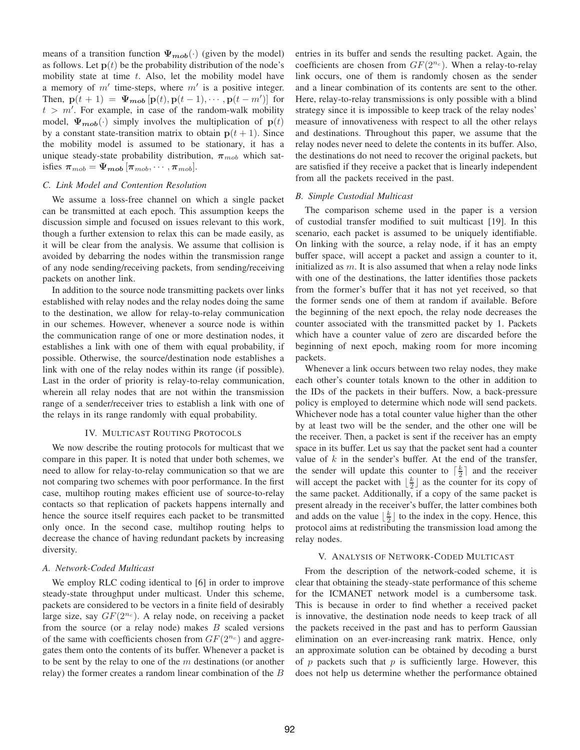means of a transition function $\boldsymbol{\Psi_{mob}}(\cdot)$ (given by the model) as follows. Let $\mathbf{p}(t)$ be the probability distribution of the node's mobility state at time $t$. Also, let the mobility model have a memory of $m'$ time-steps, where $m'$ is a positive integer. Then, $\mathbf{p}(t+1) = \boldsymbol{\Psi_{mob}}\left[\mathbf{p}(t), \mathbf{p}(t-1), \cdots, \mathbf{p}(t-m')\right]$ for $t > m'$. For example, in case of the random-walk mobility model, $\boldsymbol{\Psi_{mob}}(\cdot)$ simply involves the multiplication of $\mathbf{p}(t)$ by a constant state-transition matrix to obtain $\mathbf{p}(t+1)$. Since the mobility model is assumed to be stationary, it has a unique steady-state probability distribution, $\boldsymbol{\pi}_{mob}$ which satisfies $\boldsymbol{\pi}_{mob} = \boldsymbol{\Psi_{mob}}\left[\boldsymbol{\pi}_{mob}, \cdots, \boldsymbol{\pi}_{mob}\right]$.

### C. Link Model and Contention Resolution

We assume a loss-free channel on which a single packet can be transmitted at each epoch. This assumption keeps the discussion simple and focused on issues relevant to this work, though a further extension to relax this can be made easily, as it will be clear from the analysis. We assume that collision is avoided by debarring the nodes within the transmission range of any node sending/receiving packets, from sending/receiving packets on another link.

In addition to the source node transmitting packets over links established with relay nodes and the relay nodes doing the same to the destination, we allow for relay-to-relay communication in our schemes. However, whenever a source node is within the communication range of one or more destination nodes, it establishes a link with one of them with equal probability, if possible. Otherwise, the source/destination node establishes a link with one of the relay nodes within its range (if possible). Last in the order of priority is relay-to-relay communication, wherein all relay nodes that are not within the transmission range of a sender/receiver tries to establish a link with one of the relays in its range randomly with equal probability.

## IV. Multicast Routing Protocols

We now describe the routing protocols for multicast that we compare in this paper. It is noted that under both schemes, we need to allow for relay-to-relay communication so that we are not comparing two schemes with poor performance. In the first case, multihop routing makes efficient use of source-to-relay contacts so that replication of packets happens internally and hence the source itself requires each packet to be transmitted only once. In the second case, multihop routing helps to decrease the chance of having redundant packets by increasing diversity.

### A. Network-Coded Multicast

We employ RLC coding identical to [6] in order to improve steady-state throughput under multicast. Under this scheme, packets are considered to be vectors in a finite field of desirably large size, say $GF(2^{n_c})$. A relay node, on receiving a packet from the source (or a relay node) makes $B$ scaled versions of the same with coefficients chosen from $GF(2^{n_c})$ and aggregates them onto the contents of its buffer. Whenever a packet is to be sent by the relay to one of the $m$ destinations (or another relay) the former creates a random linear combination of the $B$ entries in its buffer and sends the resulting packet. Again, the coefficients are chosen from $GF(2^{n_c})$. When a relay-to-relay link occurs, one of them is randomly chosen as the sender and a linear combination of its contents are sent to the other. Here, relay-to-relay transmissions is only possible with a blind strategy since it is impossible to keep track of the relay nodes' measure of innovativeness with respect to all the other relays and destinations. Throughout this paper, we assume that the relay nodes never need to delete the contents in its buffer. Also, the destinations do not need to recover the original packets, but are satisfied if they receive a packet that is linearly independent from all the packets received in the past.

### B. Simple Custodial Multicast

The comparison scheme used in the paper is a version of custodial transfer modified to suit multicast [19]. In this scenario, each packet is assumed to be uniquely identifiable. On linking with the source, a relay node, if it has an empty buffer space, will accept a packet and assign a counter to it, initialized as $m$. It is also assumed that when a relay node links with one of the destinations, the latter identifies those packets from the former's buffer that it has not yet received, so that the former sends one of them at random if available. Before the beginning of the next epoch, the relay node decreases the counter associated with the transmitted packet by 1. Packets which have a counter value of zero are discarded before the beginning of next epoch, making room for more incoming packets.

Whenever a link occurs between two relay nodes, they make each other's counter totals known to the other in addition to the IDs of the packets in their buffers. Now, a back-pressure policy is employed to determine which node will send packets. Whichever node has a total counter value higher than the other by at least two will be the sender, and the other one will be the receiver. Then, a packet is sent if the receiver has an empty space in its buffer. Let us say that the packet sent had a counter value of $k$ in the sender's buffer. At the end of the transfer, the sender will update this counter to $\lceil \frac{k}{2} \rceil$ and the receiver will accept the packet with $\lfloor \frac{k}{2} \rfloor$ as the counter for its copy of the same packet. Additionally, if a copy of the same packet is present already in the receiver's buffer, the latter combines both and adds on the value $\lfloor \frac{k}{2} \rfloor$ to the index in the copy. Hence, this protocol aims at redistributing the transmission load among the relay nodes.

## V. Analysis of Network-Coded Multicast

From the description of the network-coded scheme, it is clear that obtaining the steady-state performance of this scheme for the ICMANET network model is a cumbersome task. This is because in order to find whether a received packet is innovative, the destination node needs to keep track of all the packets received in the past and has to perform Gaussian elimination on an ever-increasing rank matrix. Hence, only an approximate solution can be obtained by decoding a burst of $p$ packets such that $p$ is sufficiently large. However, this does not help us determine whether the performance obtained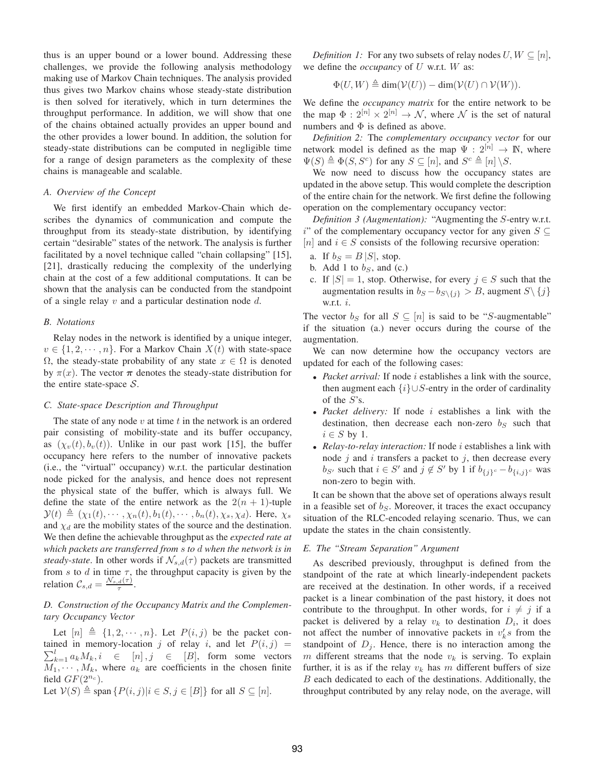thus is an upper bound or a lower bound. Addressing these challenges, we provide the following analysis methodology making use of Markov Chain techniques. The analysis provided thus gives two Markov chains whose steady-state distribution is then solved for iteratively, which in turn determines the throughput performance. In addition, we will show that one of the chains obtained actually provides an upper bound and the other provides a lower bound. In addition, the solution for steady-state distributions can be computed in negligible time for a range of design parameters as the complexity of these chains is manageable and scalable.

### A. Overview of the Concept

We first identify an embedded Markov-Chain which describes the dynamics of communication and compute the throughput from its steady-state distribution, by identifying certain "desirable" states of the network. The analysis is further facilitated by a novel technique called "chain collapsing" [15], [21], drastically reducing the complexity of the underlying chain at the cost of a few additional computations. It can be shown that the analysis can be conducted from the standpoint of a single relay $v$ and a particular destination node $d$.

### B. Notations

Relay nodes in the network is identified by a unique integer, $v \in \{1, 2, \cdots, n\}$. For a Markov Chain $X(t)$ with state-space $\Omega$, the steady-state probability of any state $x \in \Omega$ is denoted by $\pi(x)$. The vector $\boldsymbol{\pi}$ denotes the steady-state distribution for the entire state-space $\mathcal{S}$.

### C. State-space Description and Throughput

The state of any node $v$ at time $t$ in the network is an ordered pair consisting of mobility-state and its buffer occupancy, as $(\chi_v(t), b_v(t))$. Unlike in our past work [15], the buffer occupancy here refers to the number of innovative packets (i.e., the "virtual" occupancy) w.r.t. the particular destination node picked for the analysis, and hence does not represent the physical state of the buffer, which is always full. We define the state of the entire network as the $2(n+1)$-tuple $\mathcal{Y}(t) \triangleq (\chi_1(t), \cdots, \chi_n(t), b_1(t), \cdots, b_n(t), \chi_s, \chi_d)$. Here, $\chi_s$ and $\chi_d$ are the mobility states of the source and the destination. We then define the achievable throughput as the *expected rate at which packets are transferred from s to d when the network is in steady-state*. In other words if $\mathcal{N}_{s,d}(\tau)$ packets are transmitted from $s$ to $d$ in time $\tau$, the throughput capacity is given by the relation $\mathcal{C}_{s,d} = \frac{\mathcal{N}_{s,d}(\tau)}{\tau}$.

### D. Construction of the Occupancy Matrix and the Complementary Occupancy Vector

Let $[n] \triangleq \{1, 2, \cdots, n\}$. Let $P(i,j)$ be the packet contained in memory-location $j$ of relay $i$, and let $P(i,j) = \sum_{k=1}^{l} a_k M_k, i \in [n], j \in [B]$, form some vectors $M_1, \cdots, M_k$, where $a_k$ are coefficients in the chosen finite field $GF(2^{n_c})$.

Let $\mathcal{V}(S) \triangleq \text{span}\{P(i,j) | i \in S, j \in [B]\}$ for all $S \subseteq [n]$.

*Definition 1:* For any two subsets of relay nodes $U, W \subseteq [n]$, we define the *occupancy* of $U$ w.r.t. $W$ as:

$$\Phi(U, W) \triangleq \dim(\mathcal{V}(U)) - \dim(\mathcal{V}(U) \cap \mathcal{V}(W)).$$

We define the *occupancy matrix* for the entire network to be the map $\Phi : 2^{[n]} \times 2^{[n]} \to \mathcal{N}$, where $\mathcal{N}$ is the set of natural numbers and $\Phi$ is defined as above.

*Definition 2:* The *complementary occupancy vector* for our network model is defined as the map $\Psi : 2^{[n]} \to \mathbb{N}$, where $\Psi(S) \triangleq \Phi(S, S^c)$ for any $S \subseteq [n]$, and $S^c \triangleq [n] \setminus S$.

We now need to discuss how the occupancy states are updated in the above setup. This would complete the description of the entire chain for the network. We first define the following operation on the complementary occupancy vector:

*Definition 3 (Augmentation):* "Augmenting the $S$-entry w.r.t. $i$" of the complementary occupancy vector for any given $S \subseteq [n]$ and $i \in S$ consists of the following recursive operation:

a. If $b_S = B\,|S|$, stop.
b. Add 1 to $b_S$, and (c.)
c. If $|S| = 1$, stop. Otherwise, for every $j \in S$ such that the augmentation results in $b_S - b_{S \setminus \{j\}} > B$, augment $S \setminus \{j\}$ w.r.t. $i$.

The vector $b_S$ for all $S \subseteq [n]$ is said to be "$S$-augmentable" if the situation (a.) never occurs during the course of the augmentation.

We can now determine how the occupancy vectors are updated for each of the following cases:

- *Packet arrival:* If node $i$ establishes a link with the source, then augment each $\{i\} \cup S$-entry in the order of cardinality of the $S$'s.
- *Packet delivery:* If node $i$ establishes a link with the destination, then decrease each non-zero $b_S$ such that $i \in S$ by 1.
- *Relay-to-relay interaction:* If node $i$ establishes a link with node $j$ and $i$ transfers a packet to $j$, then decrease every $b_{S'}$ such that $i \in S'$ and $j \notin S'$ by 1 if $b_{\{j\}^c} - b_{\{i,j\}^c}$ was non-zero to begin with.

It can be shown that the above set of operations always result in a feasible set of $b_S$. Moreover, it traces the exact occupancy situation of the RLC-encoded relaying scenario. Thus, we can update the states in the chain consistently.

### E. The "Stream Separation" Argument

As described previously, throughput is defined from the standpoint of the rate at which linearly-independent packets are received at the destination. In other words, if a received packet is a linear combination of the past history, it does not contribute to the throughput. In other words, for $i \neq j$ if a packet is delivered by a relay $v_k$ to destination $D_i$, it does not affect the number of innovative packets in $v_k'$s from the standpoint of $D_j$. Hence, there is no interaction among the $m$ different streams that the node $v_k$ is serving. To explain further, it is as if the relay $v_k$ has $m$ different buffers of size $B$ each dedicated to each of the destinations. Additionally, the throughput contributed by any relay node, on the average, will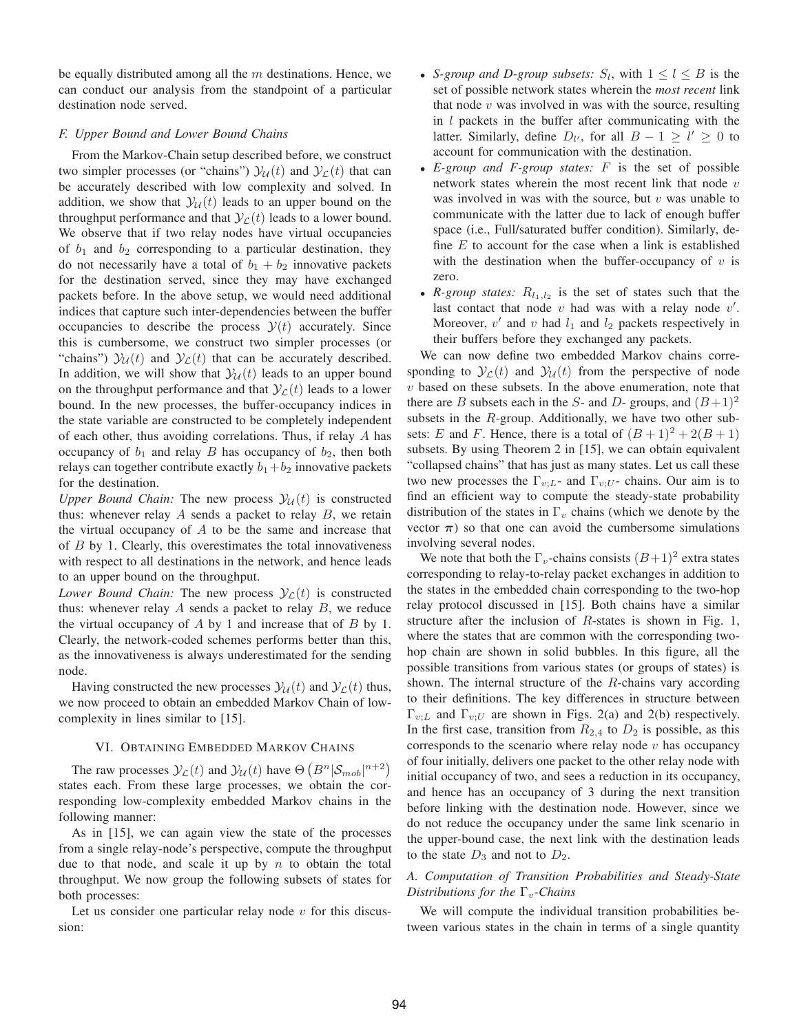be equally distributed among all the $m$ destinations. Hence, we can conduct our analysis from the standpoint of a particular destination node served.

### F. Upper Bound and Lower Bound Chains

From the Markov-Chain setup described before, we construct two simpler processes (or "chains") $\mathcal{Y}_{\mathcal{U}}(t)$ and $\mathcal{Y}_{\mathcal{L}}(t)$ that can be accurately described with low complexity and solved. In addition, we show that $\mathcal{Y}_{\mathcal{U}}(t)$ leads to an upper bound on the throughput performance and that $\mathcal{Y}_{\mathcal{L}}(t)$ leads to a lower bound. We observe that if two relay nodes have virtual occupancies of $b_1$ and $b_2$ corresponding to a particular destination, they do not necessarily have a total of $b_1 + b_2$ innovative packets for the destination served, since they may have exchanged packets before. In the above setup, we would need additional indices that capture such inter-dependencies between the buffer occupancies to describe the process $\mathcal{Y}(t)$ accurately. Since this is cumbersome, we construct two simpler processes (or "chains") $\mathcal{Y}_{\mathcal{U}}(t)$ and $\mathcal{Y}_{\mathcal{L}}(t)$ that can be accurately described. In addition, we will show that $\mathcal{Y}_{\mathcal{U}}(t)$ leads to an upper bound on the throughput performance and that $\mathcal{Y}_{\mathcal{L}}(t)$ leads to a lower bound. In the new processes, the buffer-occupancy indices in the state variable are constructed to be completely independent of each other, thus avoiding correlations. Thus, if relay $A$ has occupancy of $b_1$ and relay $B$ has occupancy of $b_2$, then both relays can together contribute exactly $b_1 + b_2$ innovative packets for the destination.

*Upper Bound Chain:* The new process $\mathcal{Y}_{\mathcal{U}}(t)$ is constructed thus: whenever relay $A$ sends a packet to relay $B$, we retain the virtual occupancy of $A$ to be the same and increase that of $B$ by 1. Clearly, this overestimates the total innovativeness with respect to all destinations in the network, and hence leads to an upper bound on the throughput.

*Lower Bound Chain:* The new process $\mathcal{Y}_{\mathcal{L}}(t)$ is constructed thus: whenever relay $A$ sends a packet to relay $B$, we reduce the virtual occupancy of $A$ by 1 and increase that of $B$ by 1. Clearly, the network-coded schemes performs better than this, as the innovativeness is always underestimated for the sending node.

Having constructed the new processes $\mathcal{Y}_{\mathcal{U}}(t)$ and $\mathcal{Y}_{\mathcal{L}}(t)$ thus, we now proceed to obtain an embedded Markov Chain of low-complexity in lines similar to [15].

## VI. Obtaining Embedded Markov Chains

The raw processes $\mathcal{Y}_{\mathcal{L}}(t)$ and $\mathcal{Y}_{\mathcal{U}}(t)$ have $\Theta\left(B^n |\mathcal{S}_{mob}|^{n+2}\right)$ states each. From these large processes, we obtain the corresponding low-complexity embedded Markov chains in the following manner:

As in [15], we can again view the state of the processes from a single relay-node's perspective, compute the throughput due to that node, and scale it up by $n$ to obtain the total throughput. We now group the following subsets of states for both processes:

Let us consider one particular relay node $v$ for this discussion:

- *S-group and D-group subsets:* $S_l$, with $1 \leq l \leq B$ is the set of possible network states wherein the *most recent* link that node $v$ was involved in was with the source, resulting in $l$ packets in the buffer after communicating with the latter. Similarly, define $D_{l'}$, for all $B - 1 \geq l' \geq 0$ to account for communication with the destination.
- *E-group and F-group states:* $F$ is the set of possible network states wherein the most recent link that node $v$ was involved in was with the source, but $v$ was unable to communicate with the latter due to lack of enough buffer space (i.e., Full/saturated buffer condition). Similarly, define $E$ to account for the case when a link is established with the destination when the buffer-occupancy of $v$ is zero.
- *R-group states:* $R_{l_1,l_2}$ is the set of states such that the last contact that node $v$ had was with a relay node $v'$. Moreover, $v'$ and $v$ had $l_1$ and $l_2$ packets respectively in their buffers before they exchanged any packets.

We can now define two embedded Markov chains corresponding to $\mathcal{Y}_{\mathcal{L}}(t)$ and $\mathcal{Y}_{\mathcal{U}}(t)$ from the perspective of node $v$ based on these subsets. In the above enumeration, note that there are $B$ subsets each in the $S$- and $D$- groups, and $(B+1)^2$ subsets in the $R$-group. Additionally, we have two other subsets: $E$ and $F$. Hence, there is a total of $(B+1)^2 + 2(B+1)$ subsets. By using Theorem 2 in [15], we can obtain equivalent "collapsed chains" that has just as many states. Let us call these two new processes the $\Gamma_{v;L}$- and $\Gamma_{v;U}$- chains. Our aim is to find an efficient way to compute the steady-state probability distribution of the states in $\Gamma_v$ chains (which we denote by the vector $\boldsymbol{\pi}$) so that one can avoid the cumbersome simulations involving several nodes.

We note that both the $\Gamma_v$-chains consists $(B+1)^2$ extra states corresponding to relay-to-relay packet exchanges in addition to the states in the embedded chain corresponding to the two-hop relay protocol discussed in [15]. Both chains have a similar structure after the inclusion of $R$-states is shown in Fig. 1, where the states that are common with the corresponding two-hop chain are shown in solid bubbles. In this figure, all the possible transitions from various states (or groups of states) is shown. The internal structure of the $R$-chains vary according to their definitions. The key differences in structure between $\Gamma_{v;L}$ and $\Gamma_{v;U}$ are shown in Figs. 2(a) and 2(b) respectively. In the first case, transition from $R_{2,4}$ to $D_2$ is possible, as this corresponds to the scenario where relay node $v$ has occupancy of four initially, delivers one packet to the other relay node with initial occupancy of two, and sees a reduction in its occupancy, and hence has an occupancy of 3 during the next transition before linking with the destination node. However, since we do not reduce the occupancy under the same link scenario in the upper-bound case, the next link with the destination leads to the state $D_3$ and not to $D_2$.

### A. Computation of Transition Probabilities and Steady-State Distributions for the $\Gamma_v$-Chains

We will compute the individual transition probabilities between various states in the chain in terms of a single quantity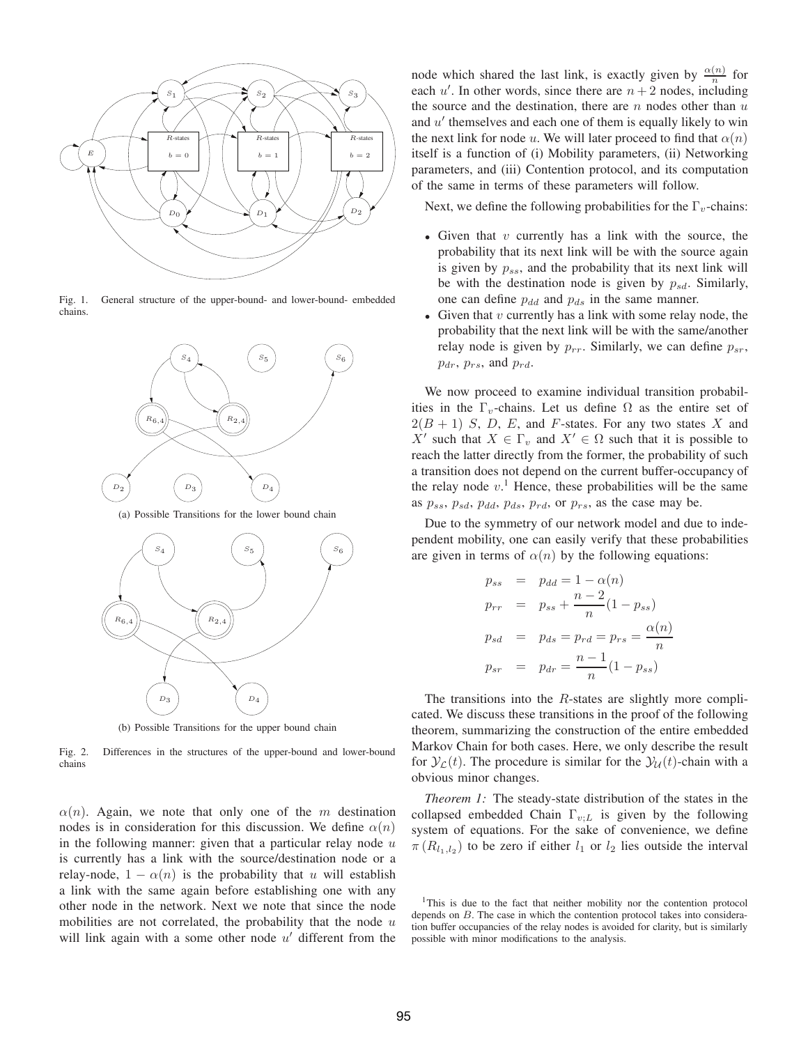Fig. 1. General structure of the upper-bound- and lower-bound- embedded chains.

(a) Possible Transitions for the lower bound chain

(b) Possible Transitions for the upper bound chain

Fig. 2. Differences in the structures of the upper-bound and lower-bound chains

$\alpha(n)$. Again, we note that only one of the $m$ destination nodes is in consideration for this discussion. We define $\alpha(n)$ in the following manner: given that a particular relay node $u$ is currently has a link with the source/destination node or a relay-node, $1-\alpha(n)$ is the probability that $u$ will establish a link with the same again before establishing one with any other node in the network. Next we note that since the node mobilities are not correlated, the probability that the node $u$ will link again with a some other node $u'$ different from the node which shared the last link, is exactly given by $\frac{\alpha(n)}{n}$ for each $u'$. In other words, since there are $n+2$ nodes, including the source and the destination, there are $n$ nodes other than $u$ and $u'$ themselves and each one of them is equally likely to win the next link for node $u$. We will later proceed to find that $\alpha(n)$ itself is a function of (i) Mobility parameters, (ii) Networking parameters, and (iii) Contention protocol, and its computation of the same in terms of these parameters will follow.

Next, we define the following probabilities for the $\Gamma_v$-chains:

- Given that $v$ currently has a link with the source, the probability that its next link will be with the source again is given by $p_{ss}$, and the probability that its next link will be with the destination node is given by $p_{sd}$. Similarly, one can define $p_{dd}$ and $p_{ds}$ in the same manner.
- Given that $v$ currently has a link with some relay node, the probability that the next link will be with the same/another relay node is given by $p_{rr}$. Similarly, we can define $p_{sr}$, $p_{dr}$, $p_{rs}$, and $p_{rd}$.

We now proceed to examine individual transition probabilities in the $\Gamma_v$-chains. Let us define $\Omega$ as the entire set of $2(B+1)$ $S$, $D$, $E$, and $F$-states. For any two states $X$ and $X'$ such that $X \in \Gamma_v$ and $X' \in \Omega$ such that it is possible to reach the latter directly from the former, the probability of such a transition does not depend on the current buffer-occupancy of the relay node $v$.[1] Hence, these probabilities will be the same as $p_{ss}$, $p_{sd}$, $p_{dd}$, $p_{ds}$, $p_{rd}$, or $p_{rs}$, as the case may be.

Due to the symmetry of our network model and due to independent mobility, one can easily verify that these probabilities are given in terms of $\alpha(n)$ by the following equations:

$$
\begin{aligned}
p_{ss} &= p_{dd} = 1-\alpha(n) \\
p_{rr} &= p_{ss} + \frac{n-2}{n}(1-p_{ss}) \\
p_{sd} &= p_{ds} = p_{rd} = p_{rs} = \frac{\alpha(n)}{n} \\
p_{sr} &= p_{dr} = \frac{n-1}{n}(1-p_{ss})
\end{aligned}
$$

The transitions into the $R$-states are slightly more complicated. We discuss these transitions in the proof of the following theorem, summarizing the construction of the entire embedded Markov Chain for both cases. Here, we only describe the result for $\mathcal{Y}_{\mathcal{L}}(t)$. The procedure is similar for the $\mathcal{Y}_{\mathcal{U}}(t)$-chain with a obvious minor changes.

*Theorem 1:* The steady-state distribution of the states in the collapsed embedded Chain $\Gamma_{v;L}$ is given by the following system of equations. For the sake of convenience, we define $\pi(R_{l_1,l_2})$ to be zero if either $l_1$ or $l_2$ lies outside the interval

[1] This is due to the fact that neither mobility nor the contention protocol depends on $B$. The case in which the contention protocol takes into consideration buffer occupancies of the relay nodes is avoided for clarity, but is similarly possible with minor modifications to the analysis.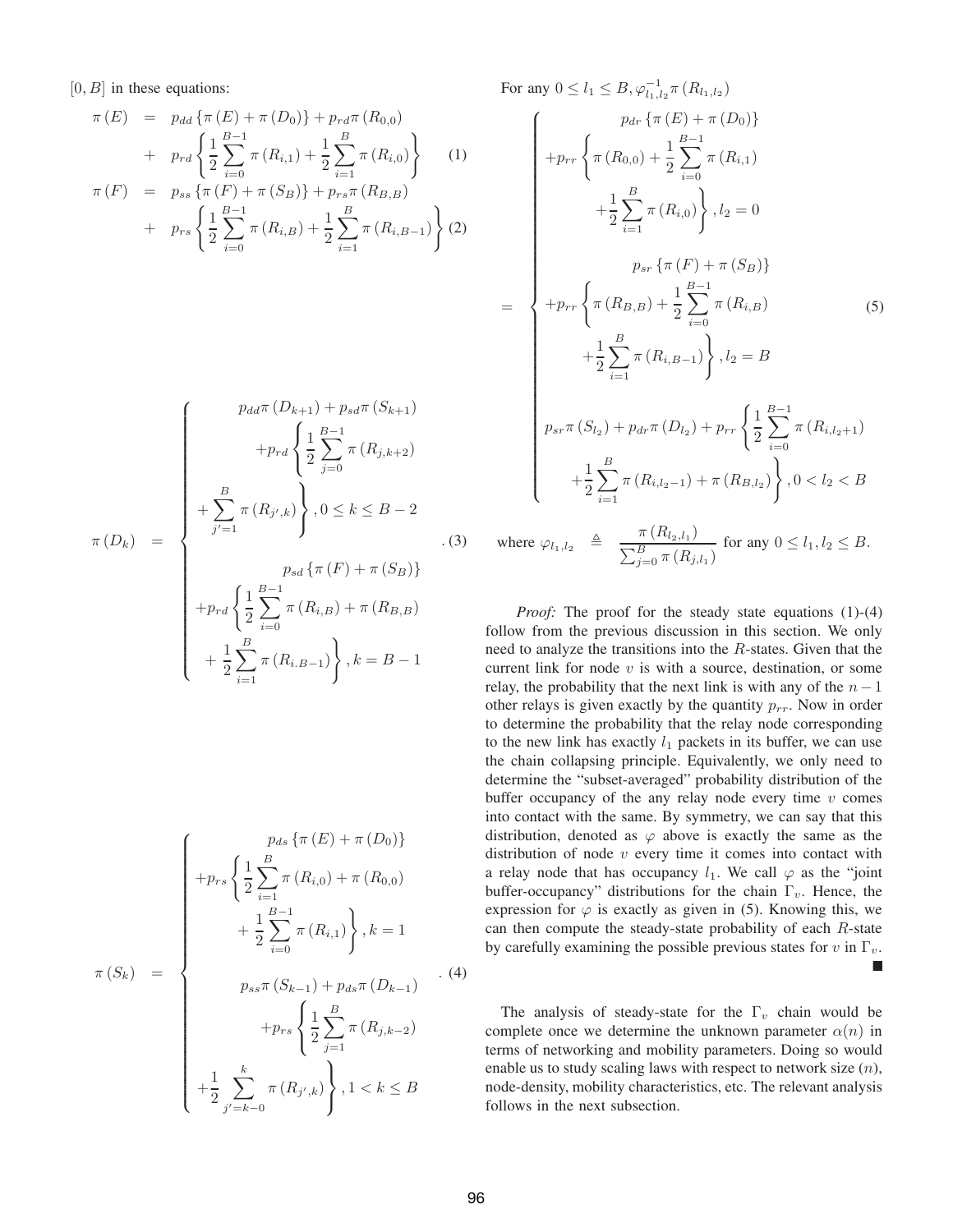$[0, B]$ in these equations:

$$
\begin{aligned}
\pi(E) &= p_{dd}\left\{\pi(E)+\pi(D_0)\right\} + p_{rd}\pi(R_{0,0}) \\
&+ p_{rd}\left\{\frac{1}{2}\sum_{i=0}^{B-1}\pi(R_{i,1}) + \frac{1}{2}\sum_{i=1}^{B}\pi(R_{i,0})\right\} \qquad (1)\\
\pi(F) &= p_{ss}\left\{\pi(F)+\pi(S_B)\right\} + p_{rs}\pi(R_{B,B}) \\
&+ p_{rs}\left\{\frac{1}{2}\sum_{i=0}^{B-1}\pi(R_{i,B}) + \frac{1}{2}\sum_{i=1}^{B}\pi(R_{i,B-1})\right\} \qquad (2)
\end{aligned}
$$

$$
\pi(D_k) = \begin{cases}
p_{dd}\pi(D_{k+1}) + p_{sd}\pi(S_{k+1}) \\
+p_{rd}\left\{\frac{1}{2}\sum_{j=0}^{B-1}\pi(R_{j,k+2}) \right.\\
\left. +\sum_{j'=1}^{B}\pi(R_{j',k})\right\}, 0 \le k \le B-2 \\
p_{sd}\left\{\pi(F)+\pi(S_B)\right\} \\
+p_{rd}\left\{\frac{1}{2}\sum_{i=0}^{B-1}\pi(R_{i,B}) + \pi(R_{B,B}) \right.\\
\left. +\frac{1}{2}\sum_{i=1}^{B}\pi(R_{i.B-1})\right\}, k = B-1
\end{cases} . \quad (3)
$$

$$
\pi(S_k) = \begin{cases}
p_{ds}\left\{\pi(E)+\pi(D_0)\right\} \\
+p_{rs}\left\{\frac{1}{2}\sum_{i=1}^{B}\pi(R_{i,0}) + \pi(R_{0,0}) \right.\\
\left. +\frac{1}{2}\sum_{i=0}^{B-1}\pi(R_{i,1})\right\}, k = 1 \\
p_{ss}\pi(S_{k-1}) + p_{ds}\pi(D_{k-1}) \\
+p_{rs}\left\{\frac{1}{2}\sum_{j=1}^{B}\pi(R_{j,k-2}) \right.\\
\left. +\frac{1}{2}\sum_{j'=k-0}^{k}\pi(R_{j',k})\right\}, 1 < k \le B
\end{cases} . \quad (4)
$$

For any $0 \le l_1 \le B, \varphi_{l_1,l_2}^{-1}\pi(R_{l_1,l_2})$

$$
= \begin{cases}
p_{dr}\left\{\pi(E)+\pi(D_0)\right\} \\
+p_{rr}\left\{\pi(R_{0,0}) + \frac{1}{2}\sum_{i=0}^{B-1}\pi(R_{i,1}) \right.\\
\left. +\frac{1}{2}\sum_{i=1}^{B}\pi(R_{i,0})\right\}, l_2 = 0 \\
p_{sr}\left\{\pi(F)+\pi(S_B)\right\} \\
+p_{rr}\left\{\pi(R_{B,B}) + \frac{1}{2}\sum_{i=0}^{B-1}\pi(R_{i,B}) \right.\\
\left. +\frac{1}{2}\sum_{i=1}^{B}\pi(R_{i,B-1})\right\}, l_2 = B \\
p_{sr}\pi(S_{l_2}) + p_{dr}\pi(D_{l_2}) + p_{rr}\left\{\frac{1}{2}\sum_{i=0}^{B-1}\pi(R_{i,l_2+1}) \right.\\
\left. +\frac{1}{2}\sum_{i=1}^{B}\pi(R_{i,l_2-1}) + \pi(R_{B,l_2})\right\}, 0 < l_2 < B
\end{cases} \quad (5)
$$

where $\varphi_{l_1,l_2} \triangleq \dfrac{\pi(R_{l_2,l_1})}{\sum_{j=0}^{B}\pi(R_{j,l_1})}$ for any $0 \le l_1, l_2 \le B$.

*Proof:* The proof for the steady state equations (1)-(4) follow from the previous discussion in this section. We only need to analyze the transitions into the $R$-states. Given that the current link for node $v$ is with a source, destination, or some relay, the probability that the next link is with any of the $n-1$ other relays is given exactly by the quantity $p_{rr}$. Now in order to determine the probability that the relay node corresponding to the new link has exactly $l_1$ packets in its buffer, we can use the chain collapsing principle. Equivalently, we only need to determine the "subset-averaged" probability distribution of the buffer occupancy of the any relay node every time $v$ comes into contact with the same. By symmetry, we can say that this distribution, denoted as $\varphi$ above is exactly the same as the distribution of node $v$ every time it comes into contact with a relay node that has occupancy $l_1$. We call $\varphi$ as the "joint buffer-occupancy" distributions for the chain $\Gamma_v$. Hence, the expression for $\varphi$ is exactly as given in (5). Knowing this, we can then compute the steady-state probability of each $R$-state by carefully examining the possible previous states for $v$ in $\Gamma_v$. ■

The analysis of steady-state for the $\Gamma_v$ chain would be complete once we determine the unknown parameter $\alpha(n)$ in terms of networking and mobility parameters. Doing so would enable us to study scaling laws with respect to network size ($n$), node-density, mobility characteristics, etc. The relevant analysis follows in the next subsection.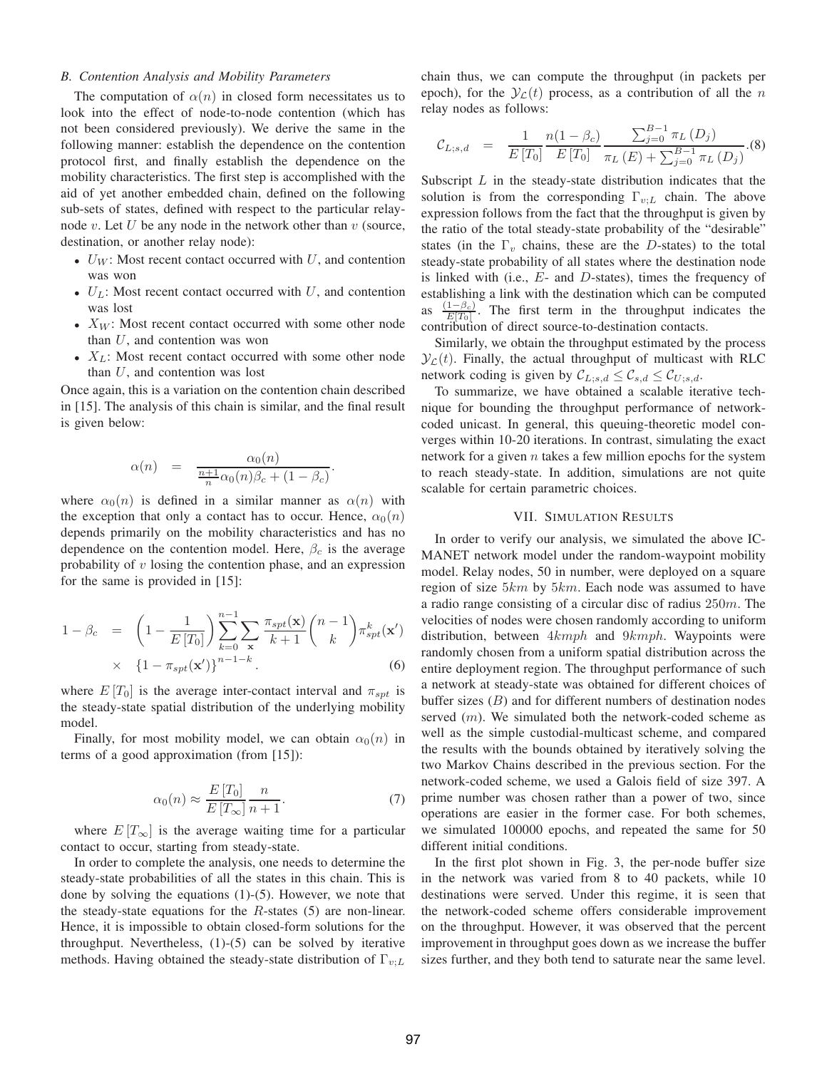### B. Contention Analysis and Mobility Parameters

The computation of $\alpha(n)$ in closed form necessitates us to look into the effect of node-to-node contention (which has not been considered previously). We derive the same in the following manner: establish the dependence on the contention protocol first, and finally establish the dependence on the mobility characteristics. The first step is accomplished with the aid of yet another embedded chain, defined on the following sub-sets of states, defined with respect to the particular relay-node $v$. Let $U$ be any node in the network other than $v$ (source, destination, or another relay node):

- $U_W$: Most recent contact occurred with $U$, and contention was won
- $U_L$: Most recent contact occurred with $U$, and contention was lost
- $X_W$: Most recent contact occurred with some other node than $U$, and contention was won
- $X_L$: Most recent contact occurred with some other node than $U$, and contention was lost

Once again, this is a variation on the contention chain described in [15]. The analysis of this chain is similar, and the final result is given below:

$$\alpha(n) = \frac{\alpha_0(n)}{\frac{n+1}{n}\alpha_0(n)\beta_c + (1-\beta_c)}.$$

where $\alpha_0(n)$ is defined in a similar manner as $\alpha(n)$ with the exception that only a contact has to occur. Hence, $\alpha_0(n)$ depends primarily on the mobility characteristics and has no dependence on the contention model. Here, $\beta_c$ is the average probability of $v$ losing the contention phase, and an expression for the same is provided in [15]:

$$1-\beta_c = \left(1-\frac{1}{E\left[T_0\right]}\right)\sum_{k=0}^{n-1}\sum_{\mathbf{x}}\frac{\pi_{spt}(\mathbf{x})}{k+1}\binom{n-1}{k}\pi_{spt}^{k}(\mathbf{x}') \times \left\{1-\pi_{spt}(\mathbf{x}')\right\}^{n-1-k}. \quad (6)$$

where $E\left[T_0\right]$ is the average inter-contact interval and $\pi_{spt}$ is the steady-state spatial distribution of the underlying mobility model.

Finally, for most mobility model, we can obtain $\alpha_0(n)$ in terms of a good approximation (from [15]):

$$\alpha_0(n) \approx \frac{E\left[T_0\right]}{E\left[T_\infty\right]}\frac{n}{n+1}. \quad (7)$$

where $E\left[T_\infty\right]$ is the average waiting time for a particular contact to occur, starting from steady-state.

In order to complete the analysis, one needs to determine the steady-state probabilities of all the states in this chain. This is done by solving the equations (1)-(5). However, we note that the steady-state equations for the $R$-states (5) are non-linear. Hence, it is impossible to obtain closed-form solutions for the throughput. Nevertheless, (1)-(5) can be solved by iterative methods. Having obtained the steady-state distribution of $\Gamma_{v;L}$ chain thus, we can compute the throughput (in packets per epoch), for the $\mathcal{Y}_{\mathcal{L}}(t)$ process, as a contribution of all the $n$ relay nodes as follows:

$$\mathcal{C}_{L;s,d} = \frac{1}{E\left[T_0\right]}\frac{n(1-\beta_c)}{E\left[T_0\right]}\frac{\sum_{j=0}^{B-1}\pi_L\left(D_j\right)}{\pi_L\left(E\right)+\sum_{j=0}^{B-1}\pi_L\left(D_j\right)}. \quad (8)$$

Subscript $L$ in the steady-state distribution indicates that the solution is from the corresponding $\Gamma_{v;L}$ chain. The above expression follows from the fact that the throughput is given by the ratio of the total steady-state probability of the "desirable" states (in the $\Gamma_v$ chains, these are the $D$-states) to the total steady-state probability of all states where the destination node is linked with (i.e., $E$- and $D$-states), times the frequency of establishing a link with the destination which can be computed as $\frac{(1-\beta_c)}{E[T_0]}$. The first term in the throughput indicates the contribution of direct source-to-destination contacts.

Similarly, we obtain the throughput estimated by the process $\mathcal{Y}_{\mathcal{L}}(t)$. Finally, the actual throughput of multicast with RLC network coding is given by $\mathcal{C}_{L;s,d} \leq \mathcal{C}_{s,d} \leq \mathcal{C}_{U;s,d}$.

To summarize, we have obtained a scalable iterative technique for bounding the throughput performance of network-coded unicast. In general, this queuing-theoretic model converges within 10-20 iterations. In contrast, simulating the exact network for a given $n$ takes a few million epochs for the system to reach steady-state. In addition, simulations are not quite scalable for certain parametric choices.

## VII. Simulation Results

In order to verify our analysis, we simulated the above IC-MANET network model under the random-waypoint mobility model. Relay nodes, 50 in number, were deployed on a square region of size $5km$ by $5km$. Each node was assumed to have a radio range consisting of a circular disc of radius $250m$. The velocities of nodes were chosen randomly according to uniform distribution, between $4kmph$ and $9kmph$. Waypoints were randomly chosen from a uniform spatial distribution across the entire deployment region. The throughput performance of such a network at steady-state was obtained for different choices of buffer sizes ($B$) and for different numbers of destination nodes served ($m$). We simulated both the network-coded scheme as well as the simple custodial-multicast scheme, and compared the results with the bounds obtained by iteratively solving the two Markov Chains described in the previous section. For the network-coded scheme, we used a Galois field of size 397. A prime number was chosen rather than a power of two, since operations are easier in the former case. For both schemes, we simulated 100000 epochs, and repeated the same for 50 different initial conditions.

In the first plot shown in Fig. 3, the per-node buffer size in the network was varied from 8 to 40 packets, while 10 destinations were served. Under this regime, it is seen that the network-coded scheme offers considerable improvement on the throughput. However, it was observed that the percent improvement in throughput goes down as we increase the buffer sizes further, and they both tend to saturate near the same level.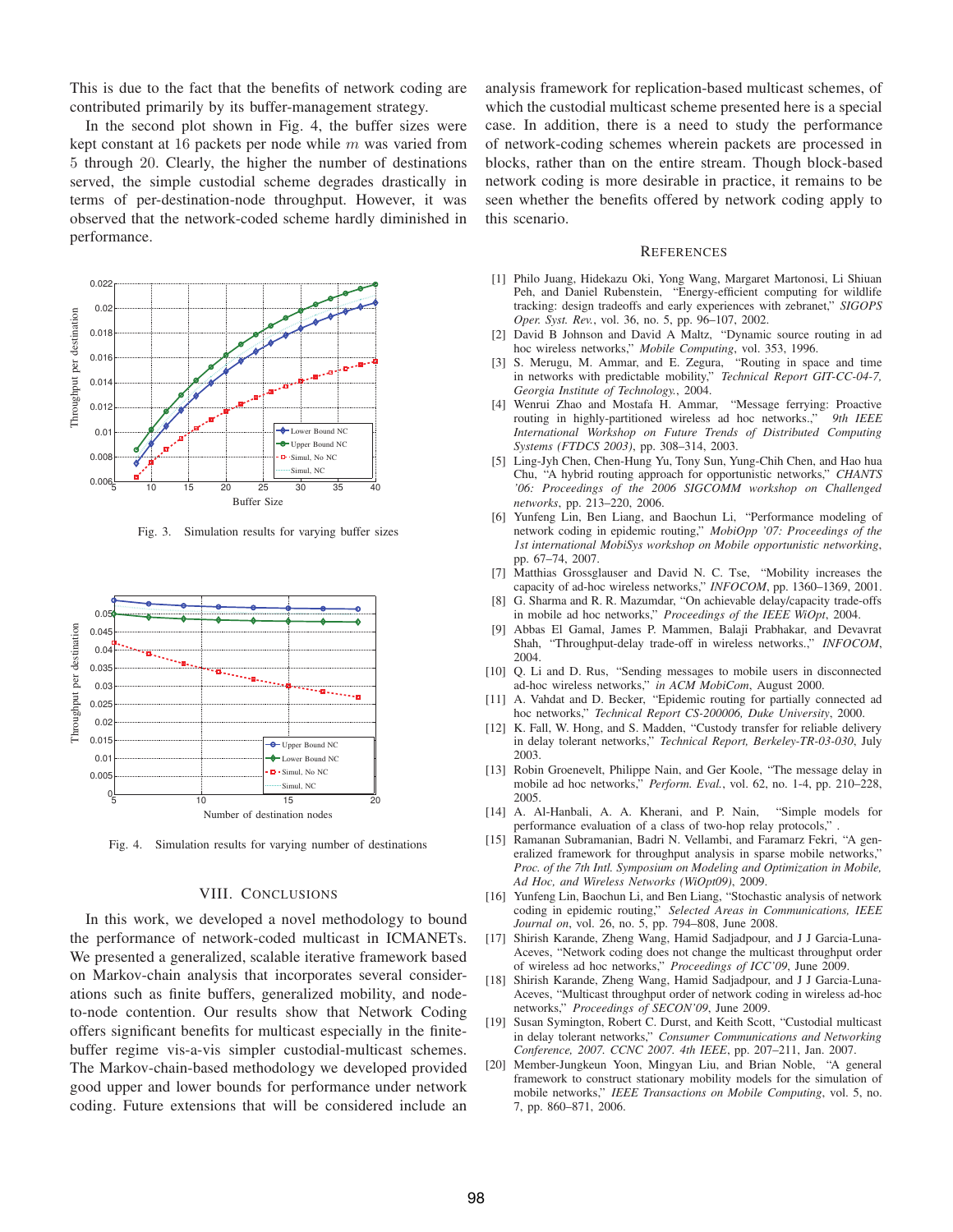This is due to the fact that the benefits of network coding are contributed primarily by its buffer-management strategy.

In the second plot shown in Fig. 4, the buffer sizes were kept constant at 16 packets per node while $m$ was varied from 5 through 20. Clearly, the higher the number of destinations served, the simple custodial scheme degrades drastically in terms of per-destination-node throughput. However, it was observed that the network-coded scheme hardly diminished in performance.

Fig. 3. Simulation results for varying buffer sizes

Fig. 4. Simulation results for varying number of destinations

## VIII. Conclusions

In this work, we developed a novel methodology to bound the performance of network-coded multicast in ICMANETs. We presented a generalized, scalable iterative framework based on Markov-chain analysis that incorporates several considerations such as finite buffers, generalized mobility, and node-to-node contention. Our results show that Network Coding offers significant benefits for multicast especially in the finite-buffer regime vis-a-vis simpler custodial-multicast schemes. The Markov-chain-based methodology we developed provided good upper and lower bounds for performance under network coding. Future extensions that will be considered include an analysis framework for replication-based multicast schemes, of which the custodial multicast scheme presented here is a special case. In addition, there is a need to study the performance of network-coding schemes wherein packets are processed in blocks, rather than on the entire stream. Though block-based network coding is more desirable in practice, it remains to be seen whether the benefits offered by network coding apply to this scenario.

## References

[1] Philo Juang, Hidekazu Oki, Yong Wang, Margaret Martonosi, Li Shiuan Peh, and Daniel Rubenstein, "Energy-efficient computing for wildlife tracking: design tradeoffs and early experiences with zebranet," *SIGOPS Oper. Syst. Rev.*, vol. 36, no. 5, pp. 96–107, 2002.

[2] David B Johnson and David A Maltz, "Dynamic source routing in ad hoc wireless networks," *Mobile Computing*, vol. 353, 1996.

[3] S. Merugu, M. Ammar, and E. Zegura, "Routing in space and time in networks with predictable mobility," *Technical Report GIT-CC-04-7, Georgia Institute of Technology.*, 2004.

[4] Wenrui Zhao and Mostafa H. Ammar, "Message ferrying: Proactive routing in highly-partitioned wireless ad hoc networks.," *9th IEEE International Workshop on Future Trends of Distributed Computing Systems (FTDCS 2003)*, pp. 308–314, 2003.

[5] Ling-Jyh Chen, Chen-Hung Yu, Tony Sun, Yung-Chih Chen, and Hao hua Chu, "A hybrid routing approach for opportunistic networks," *CHANTS '06: Proceedings of the 2006 SIGCOMM workshop on Challenged networks*, pp. 213–220, 2006.

[6] Yunfeng Lin, Ben Liang, and Baochun Li, "Performance modeling of network coding in epidemic routing," *MobiOpp '07: Proceedings of the 1st international MobiSys workshop on Mobile opportunistic networking*, pp. 67–74, 2007.

[7] Matthias Grossglauser and David N. C. Tse, "Mobility increases the capacity of ad-hoc wireless networks," *INFOCOM*, pp. 1360–1369, 2001.

[8] G. Sharma and R. R. Mazumdar, "On achievable delay/capacity trade-offs in mobile ad hoc networks," *Proceedings of the IEEE WiOpt*, 2004.

[9] Abbas El Gamal, James P. Mammen, Balaji Prabhakar, and Devavrat Shah, "Throughput-delay trade-off in wireless networks.," *INFOCOM*, 2004.

[10] Q. Li and D. Rus, "Sending messages to mobile users in disconnected ad-hoc wireless networks," *in ACM MobiCom*, August 2000.

[11] A. Vahdat and D. Becker, "Epidemic routing for partially connected ad hoc networks," *Technical Report CS-200006, Duke University*, 2000.

[12] K. Fall, W. Hong, and S. Madden, "Custody transfer for reliable delivery in delay tolerant networks," *Technical Report, Berkeley-TR-03-030*, July 2003.

[13] Robin Groenevelt, Philippe Nain, and Ger Koole, "The message delay in mobile ad hoc networks," *Perform. Eval.*, vol. 62, no. 1-4, pp. 210–228, 2005.

[14] A. Al-Hanbali, A. A. Kherani, and P. Nain, "Simple models for performance evaluation of a class of two-hop relay protocols," .

[15] Ramanan Subramanian, Badri N. Vellambi, and Faramarz Fekri, "A generalized framework for throughput analysis in sparse mobile networks," *Proc. of the 7th Intl. Symposium on Modeling and Optimization in Mobile, Ad Hoc, and Wireless Networks (WiOpt09)*, 2009.

[16] Yunfeng Lin, Baochun Li, and Ben Liang, "Stochastic analysis of network coding in epidemic routing," *Selected Areas in Communications, IEEE Journal on*, vol. 26, no. 5, pp. 794–808, June 2008.

[17] Shirish Karande, Zheng Wang, Hamid Sadjadpour, and J J Garcia-Luna-Aceves, "Network coding does not change the multicast throughput order of wireless ad hoc networks," *Proceedings of ICC'09*, June 2009.

[18] Shirish Karande, Zheng Wang, Hamid Sadjadpour, and J J Garcia-Luna-Aceves, "Multicast throughput order of network coding in wireless ad-hoc networks," *Proceedings of SECON'09*, June 2009.

[19] Susan Symington, Robert C. Durst, and Keith Scott, "Custodial multicast in delay tolerant networks," *Consumer Communications and Networking Conference, 2007. CCNC 2007. 4th IEEE*, pp. 207–211, Jan. 2007.

[20] Member-Jungkeun Yoon, Mingyan Liu, and Brian Noble, "A general framework to construct stationary mobility models for the simulation of mobile networks," *IEEE Transactions on Mobile Computing*, vol. 5, no. 7, pp. 860–871, 2006.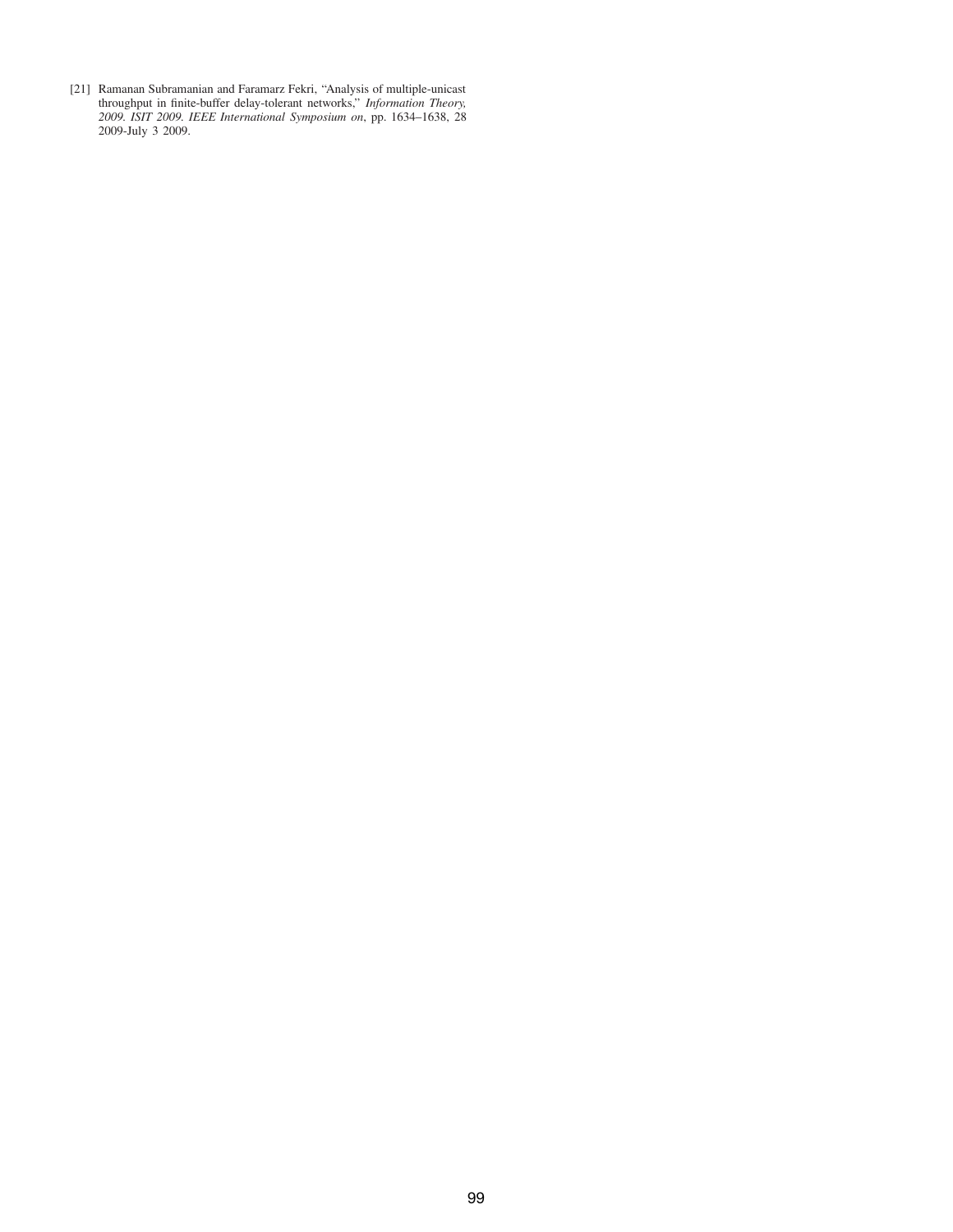[21] Ramanan Subramanian and Faramarz Fekri, "Analysis of multiple-unicast throughput in finite-buffer delay-tolerant networks," *Information Theory, 2009. ISIT 2009. IEEE International Symposium on*, pp. 1634–1638, 28 2009-July 3 2009.